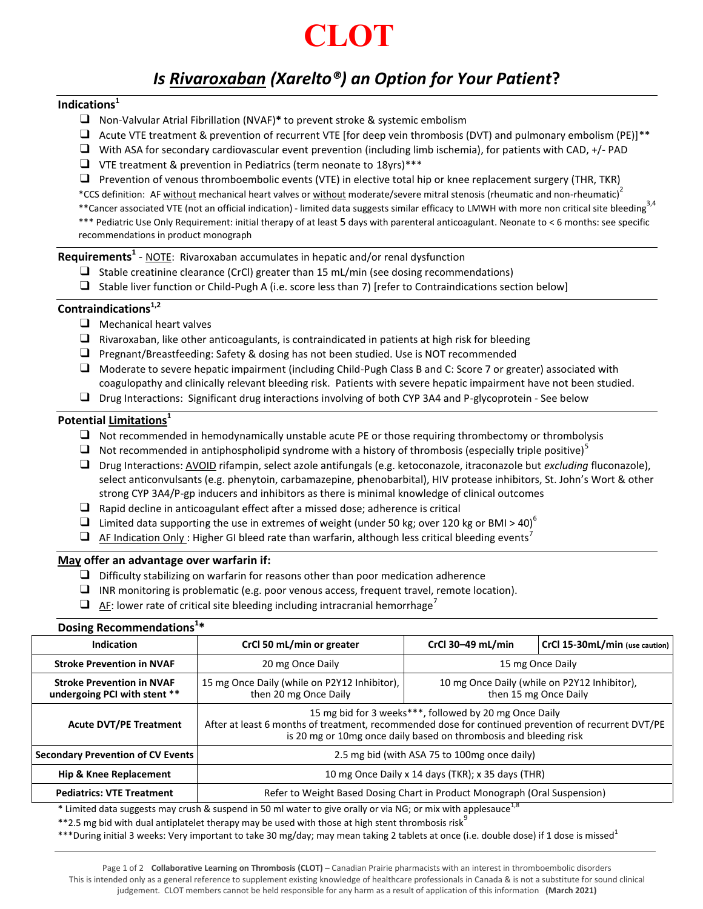# CLOT

## *Is Rivaroxaban (Xarelto®) an Option for Your Patient?*

### Indications[1]

- ❑ Non-Valvular Atrial Fibrillation (NVAF)* to prevent stroke & systemic embolism
- ❑ Acute VTE treatment & prevention of recurrent VTE [for deep vein thrombosis (DVT) and pulmonary embolism (PE)]**
- ❑ With ASA for secondary cardiovascular event prevention (including limb ischemia), for patients with CAD, +/- PAD
- ❑ VTE treatment & prevention in Pediatrics (term neonate to 18yrs)***
- ❑ Prevention of venous thromboembolic events (VTE) in elective total hip or knee replacement surgery (THR, TKR)

*CCS definition: AF without mechanical heart valves or without moderate/severe mitral stenosis (rheumatic and non-rheumatic)[2]

**Cancer associated VTE (not an official indication) - limited data suggests similar efficacy to LMWH with more non critical site bleeding[3,4]

*** Pediatric Use Only Requirement: initial therapy of at least 5 days with parenteral anticoagulant. Neonate to < 6 months: see specific recommendations in product monograph

### Requirements[1] - NOTE: Rivaroxaban accumulates in hepatic and/or renal dysfunction

- ❑ Stable creatinine clearance (CrCl) greater than 15 mL/min (see dosing recommendations)
- ❑ Stable liver function or Child-Pugh A (i.e. score less than 7) [refer to Contraindications section below]

### Contraindications[1,2]

- ❑ Mechanical heart valves
- ❑ Rivaroxaban, like other anticoagulants, is contraindicated in patients at high risk for bleeding
- ❑ Pregnant/Breastfeeding: Safety & dosing has not been studied. Use is NOT recommended
- ❑ Moderate to severe hepatic impairment (including Child-Pugh Class B and C: Score 7 or greater) associated with coagulopathy and clinically relevant bleeding risk. Patients with severe hepatic impairment have not been studied.
- ❑ Drug Interactions: Significant drug interactions involving of both CYP 3A4 and P-glycoprotein - See below

### Potential Limitations[1]

- ❑ Not recommended in hemodynamically unstable acute PE or those requiring thrombectomy or thrombolysis
- ❑ Not recommended in antiphospholipid syndrome with a history of thrombosis (especially triple positive)[5]
- ❑ Drug Interactions: AVOID rifampin, select azole antifungals (e.g. ketoconazole, itraconazole but *excluding* fluconazole), select anticonvulsants (e.g. phenytoin, carbamazepine, phenobarbital), HIV protease inhibitors, St. John's Wort & other strong CYP 3A4/P-gp inducers and inhibitors as there is minimal knowledge of clinical outcomes
- ❑ Rapid decline in anticoagulant effect after a missed dose; adherence is critical
- ❑ Limited data supporting the use in extremes of weight (under 50 kg; over 120 kg or BMI > 40)[6]
- ❑ AF Indication Only : Higher GI bleed rate than warfarin, although less critical bleeding events[7]

### May offer an advantage over warfarin if:

- ❑ Difficulty stabilizing on warfarin for reasons other than poor medication adherence
- ❑ INR monitoring is problematic (e.g. poor venous access, frequent travel, remote location).
- ❑ AF: lower rate of critical site bleeding including intracranial hemorrhage[7]

### Dosing Recommendations[1]*

| Indication | CrCl 50 mL/min or greater | CrCl 30–49 mL/min | CrCl 15-30mL/min (use caution) |
|---|---|---|---|
| **Stroke Prevention in NVAF** | 20 mg Once Daily | 15 mg Once Daily | |
| **Stroke Prevention in NVAF undergoing PCI with stent **** | 15 mg Once Daily (while on P2Y12 Inhibitor), then 20 mg Once Daily | 10 mg Once Daily (while on P2Y12 Inhibitor), then 15 mg Once Daily | |
| **Acute DVT/PE Treatment** | 15 mg bid for 3 weeks***, followed by 20 mg Once Daily<br>After at least 6 months of treatment, recommended dose for continued prevention of recurrent DVT/PE is 20 mg or 10mg once daily based on thrombosis and bleeding risk | | |
| **Secondary Prevention of CV Events** | 2.5 mg bid (with ASA 75 to 100mg once daily) | | |
| **Hip & Knee Replacement** | 10 mg Once Daily x 14 days (TKR); x 35 days (THR) | | |
| **Pediatrics: VTE Treatment** | Refer to Weight Based Dosing Chart in Product Monograph (Oral Suspension) | | |

\* Limited data suggests may crush & suspend in 50 ml water to give orally or via NG; or mix with applesauce[1,8]

**2.5 mg bid with dual antiplatelet therapy may be used with those at high stent thrombosis risk[9]

***During initial 3 weeks: Very important to take 30 mg/day; may mean taking 2 tablets at once (i.e. double dose) if 1 dose is missed[1]

**Collaborative Learning on Thrombosis (CLOT) –** Canadian Prairie pharmacists with an interest in thromboembolic disorders
This is intended only as a general reference to supplement existing knowledge of healthcare professionals in Canada & is not a substitute for sound clinical judgement. CLOT members cannot be held responsible for any harm as a result of application of this information **(March 2021)**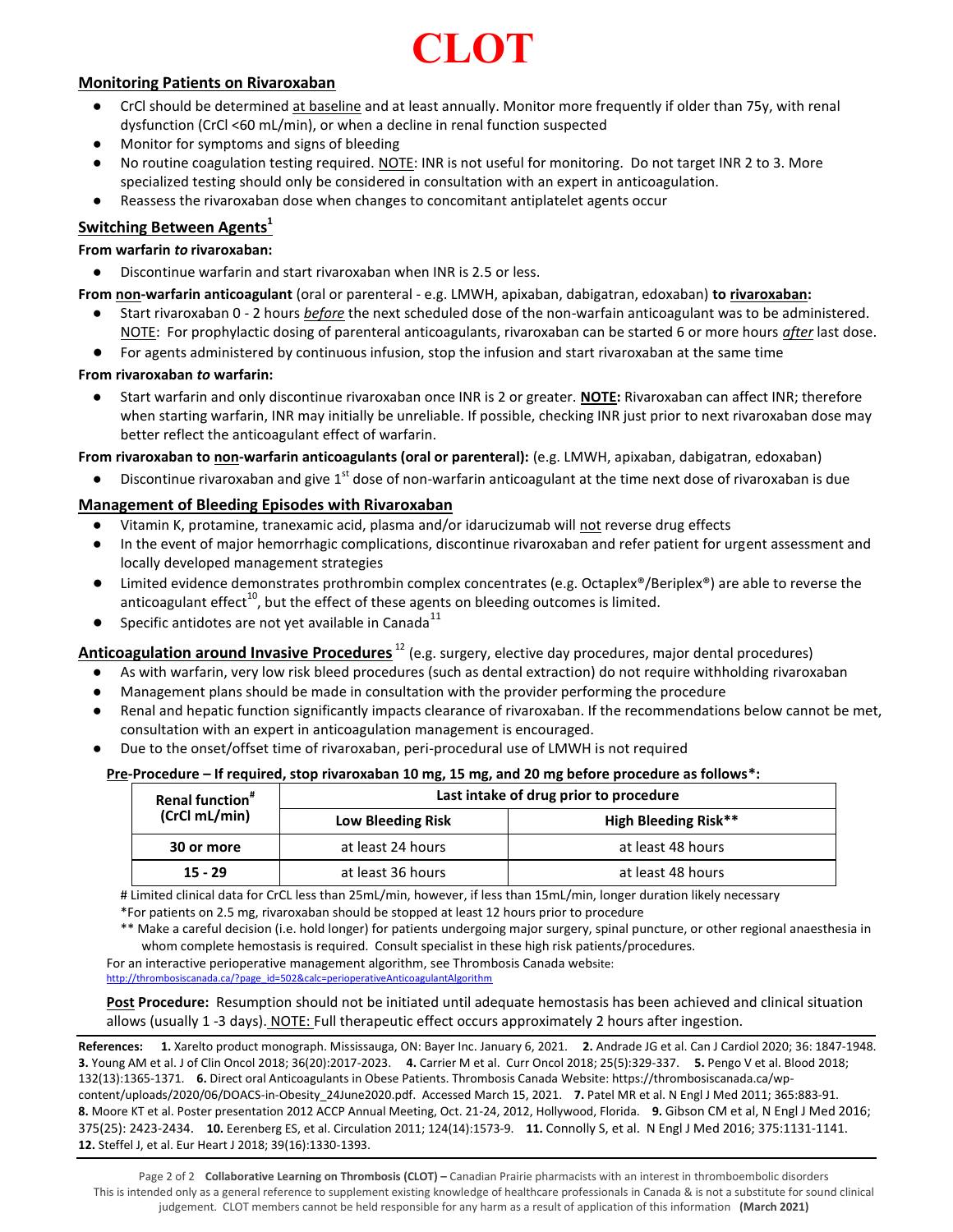# CLOT

## Monitoring Patients on Rivaroxaban

- CrCl should be determined at baseline and at least annually. Monitor more frequently if older than 75y, with renal dysfunction (CrCl <60 mL/min), or when a decline in renal function suspected
- Monitor for symptoms and signs of bleeding
- No routine coagulation testing required. NOTE: INR is not useful for monitoring. Do not target INR 2 to 3. More specialized testing should only be considered in consultation with an expert in anticoagulation.
- Reassess the rivaroxaban dose when changes to concomitant antiplatelet agents occur

## Switching Between Agents[1]

**From warfarin *to* rivaroxaban:**

- Discontinue warfarin and start rivaroxaban when INR is 2.5 or less.

**From non-warfarin anticoagulant** (oral or parenteral - e.g. LMWH, apixaban, dabigatran, edoxaban) **to rivaroxaban:**

- Start rivaroxaban 0 - 2 hours *before* the next scheduled dose of the non-warfarin anticoagulant was to be administered. NOTE: For prophylactic dosing of parenteral anticoagulants, rivaroxaban can be started 6 or more hours *after* last dose.
- For agents administered by continuous infusion, stop the infusion and start rivaroxaban at the same time

**From rivaroxaban *to* warfarin:**

- Start warfarin and only discontinue rivaroxaban once INR is 2 or greater. **NOTE:** Rivaroxaban can affect INR; therefore when starting warfarin, INR may initially be unreliable. If possible, checking INR just prior to next rivaroxaban dose may better reflect the anticoagulant effect of warfarin.

**From rivaroxaban to non-warfarin anticoagulants (oral or parenteral):** (e.g. LMWH, apixaban, dabigatran, edoxaban)

- Discontinue rivaroxaban and give 1st dose of non-warfarin anticoagulant at the time next dose of rivaroxaban is due

## Management of Bleeding Episodes with Rivaroxaban

- Vitamin K, protamine, tranexamic acid, plasma and/or idarucizumab will not reverse drug effects
- In the event of major hemorrhagic complications, discontinue rivaroxaban and refer patient for urgent assessment and locally developed management strategies
- Limited evidence demonstrates prothrombin complex concentrates (e.g. Octaplex®/Beriplex®) are able to reverse the anticoagulant effect[10], but the effect of these agents on bleeding outcomes is limited.
- Specific antidotes are not yet available in Canada[11]

## Anticoagulation around Invasive Procedures[12] (e.g. surgery, elective day procedures, major dental procedures)

- As with warfarin, very low risk bleed procedures (such as dental extraction) do not require withholding rivaroxaban
- Management plans should be made in consultation with the provider performing the procedure
- Renal and hepatic function significantly impacts clearance of rivaroxaban. If the recommendations below cannot be met, consultation with an expert in anticoagulation management is encouraged.
- Due to the onset/offset time of rivaroxaban, peri-procedural use of LMWH is not required

**Pre-Procedure – If required, stop rivaroxaban 10 mg, 15 mg, and 20 mg before procedure as follows*:**

| Renal function# (CrCl mL/min) | Last intake of drug prior to procedure | |
|---|---|---|
| | Low Bleeding Risk | High Bleeding Risk** |
| 30 or more | at least 24 hours | at least 48 hours |
| 15 - 29 | at least 36 hours | at least 48 hours |

# Limited clinical data for CrCL less than 25mL/min, however, if less than 15mL/min, longer duration likely necessary

*For patients on 2.5 mg, rivaroxaban should be stopped at least 12 hours prior to procedure

** Make a careful decision (i.e. hold longer) for patients undergoing major surgery, spinal puncture, or other regional anaesthesia in whom complete hemostasis is required. Consult specialist in these high risk patients/procedures.

For an interactive perioperative management algorithm, see Thrombosis Canada website: http://thrombosiscanada.ca/?page_id=502&calc=perioperativeAnticoagulantAlgorithm

**Post Procedure:** Resumption should not be initiated until adequate hemostasis has been achieved and clinical situation allows (usually 1 -3 days). NOTE: Full therapeutic effect occurs approximately 2 hours after ingestion.

**References:** **1.** Xarelto product monograph. Mississauga, ON: Bayer Inc. January 6, 2021. **2.** Andrade JG et al. Can J Cardiol 2020; 36: 1847-1948. **3.** Young AM et al. J of Clin Oncol 2018; 36(20):2017-2023. **4.** Carrier M et al. Curr Oncol 2018; 25(5):329-337. **5.** Pengo V et al. Blood 2018; 132(13):1365-1371. **6.** Direct oral Anticoagulants in Obese Patients. Thrombosis Canada Website: https://thrombosiscanada.ca/wp-content/uploads/2020/06/DOACS-in-Obesity_24June2020.pdf. Accessed March 15, 2021. **7.** Patel MR et al. N Engl J Med 2011; 365:883-91. **8.** Moore KT et al. Poster presentation 2012 ACCP Annual Meeting, Oct. 21-24, 2012, Hollywood, Florida. **9.** Gibson CM et al, N Engl J Med 2016; 375(25): 2423-2434. **10.** Eerenberg ES, et al. Circulation 2011; 124(14):1573-9. **11.** Connolly S, et al. N Engl J Med 2016; 375:1131-1141. **12.** Steffel J, et al. Eur Heart J 2018; 39(16):1330-1393.

**Collaborative Learning on Thrombosis (CLOT) –** Canadian Prairie pharmacists with an interest in thromboembolic disorders
This is intended only as a general reference to supplement existing knowledge of healthcare professionals in Canada & is not a substitute for sound clinical judgement. CLOT members cannot be held responsible for any harm as a result of application of this information **(March 2021)**